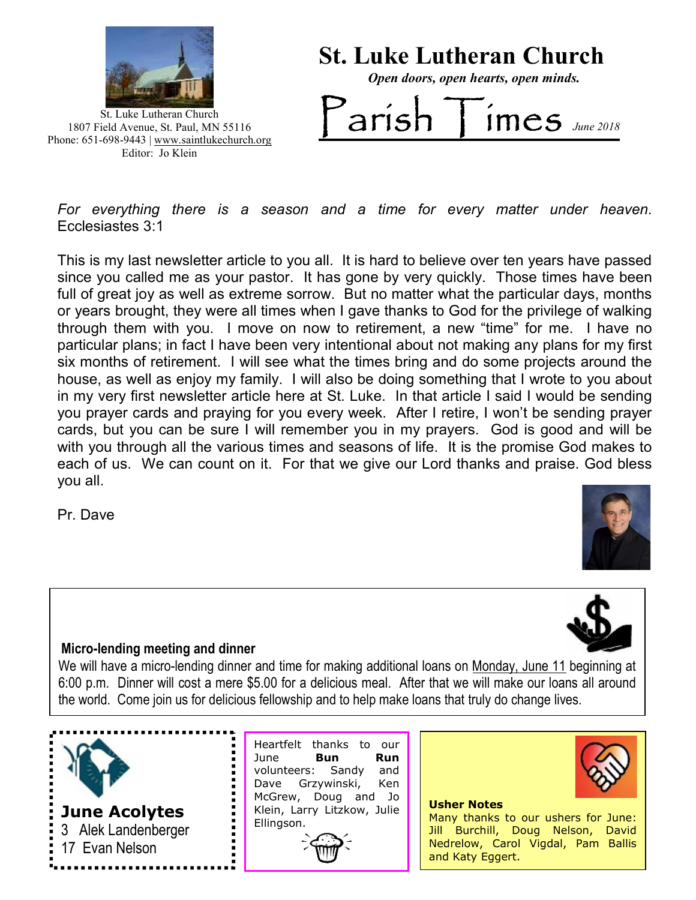St. Luke Lutheran Church
1807 Field Avenue, St. Paul, MN 55116
Phone: 651-698-9443 | www.saintlukechurch.org
Editor: Jo Klein

# St. Luke Lutheran Church

*Open doors, open hearts, open minds.*

# Parish Times

*June 2018*

*For everything there is a season and a time for every matter under heaven.* Ecclesiastes 3:1

This is my last newsletter article to you all. It is hard to believe over ten years have passed since you called me as your pastor. It has gone by very quickly. Those times have been full of great joy as well as extreme sorrow. But no matter what the particular days, months or years brought, they were all times when I gave thanks to God for the privilege of walking through them with you. I move on now to retirement, a new "time" for me. I have no particular plans; in fact I have been very intentional about not making any plans for my first six months of retirement. I will see what the times bring and do some projects around the house, as well as enjoy my family. I will also be doing something that I wrote to you about in my very first newsletter article here at St. Luke. In that article I said I would be sending you prayer cards and praying for you every week. After I retire, I won't be sending prayer cards, but you can be sure I will remember you in my prayers. God is good and will be with you through all the various times and seasons of life. It is the promise God makes to each of us. We can count on it. For that we give our Lord thanks and praise. God bless you all.

Pr. Dave

### Micro-lending meeting and dinner

We will have a micro-lending dinner and time for making additional loans on Monday, June 11 beginning at 6:00 p.m. Dinner will cost a mere $5.00 for a delicious meal. After that we will make our loans all around the world. Come join us for delicious fellowship and to help make loans that truly do change lives.

### June Acolytes

3 Alek Landenberger
17 Evan Nelson

Heartfelt thanks to our June **Bun Run** volunteers: Sandy and Dave Grzywinski, Ken McGrew, Doug and Jo Klein, Larry Litzkow, Julie Ellingson.

**Usher Notes**

Many thanks to our ushers for June: Jill Burchill, Doug Nelson, David Nedrelow, Carol Vigdal, Pam Ballis and Katy Eggert.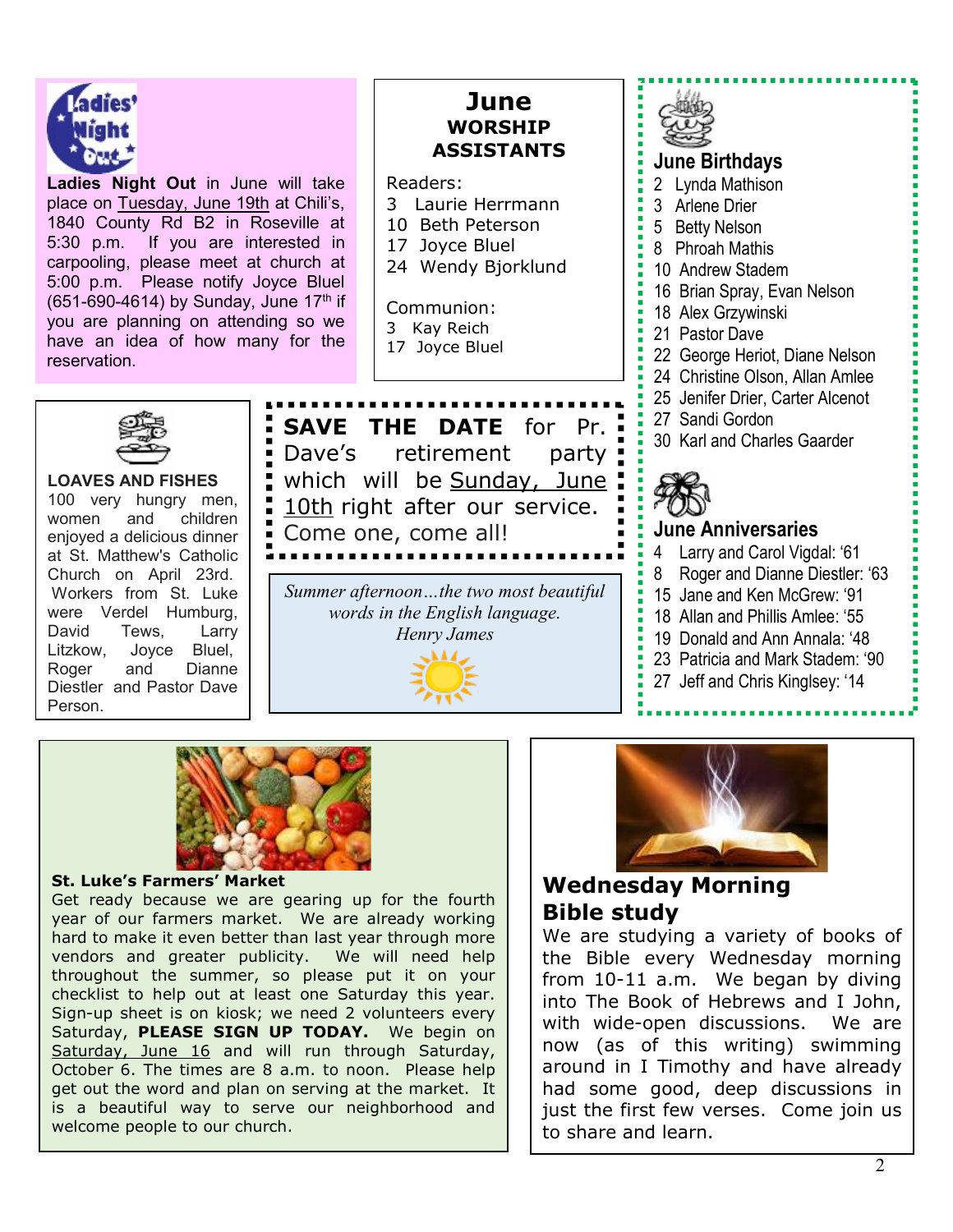**Ladies Night Out** in June will take place on Tuesday, June 19th at Chili's, 1840 County Rd B2 in Roseville at 5:30 p.m. If you are interested in carpooling, please meet at church at 5:00 p.m. Please notify Joyce Bluel (651-690-4614) by Sunday, June 17th if you are planning on attending so we have an idea of how many for the reservation.

## June WORSHIP ASSISTANTS

Readers:
- 3 Laurie Herrmann
- 10 Beth Peterson
- 17 Joyce Bluel
- 24 Wendy Bjorklund

Communion:
- 3 Kay Reich
- 17 Joyce Bluel

## June Birthdays

- 2 Lynda Mathison
- 3 Arlene Drier
- 5 Betty Nelson
- 8 Phroah Mathis
- 10 Andrew Stadem
- 16 Brian Spray, Evan Nelson
- 18 Alex Grzywinski
- 21 Pastor Dave
- 22 George Heriot, Diane Nelson
- 24 Christine Olson, Allan Amlee
- 25 Jenifer Drier, Carter Alcenot
- 27 Sandi Gordon
- 30 Karl and Charles Gaarder

## June Anniversaries

- 4 Larry and Carol Vigdal: '61
- 8 Roger and Dianne Diestler: '63
- 15 Jane and Ken McGrew: '91
- 18 Allan and Phillis Amlee: '55
- 19 Donald and Ann Annala: '48
- 23 Patricia and Mark Stadem: '90
- 27 Jeff and Chris Kinglsey: '14

### LOAVES AND FISHES

100 very hungry men, women and children enjoyed a delicious dinner at St. Matthew's Catholic Church on April 23rd. Workers from St. Luke were Verdel Humburg, David Tews, Larry Litzkow, Joyce Bluel, Roger and Dianne Diestler and Pastor Dave Person.

**SAVE THE DATE** for Pr. Dave's retirement party which will be Sunday, June 10th right after our service. Come one, come all!

*Summer afternoon…the two most beautiful words in the English language.*
*Henry James*

### St. Luke's Farmers' Market

Get ready because we are gearing up for the fourth year of our farmers market. We are already working hard to make it even better than last year through more vendors and greater publicity. We will need help throughout the summer, so please put it on your checklist to help out at least one Saturday this year. Sign-up sheet is on kiosk; we need 2 volunteers every Saturday, **PLEASE SIGN UP TODAY.** We begin on Saturday, June 16 and will run through Saturday, October 6. The times are 8 a.m. to noon. Please help get out the word and plan on serving at the market. It is a beautiful way to serve our neighborhood and welcome people to our church.

## Wednesday Morning Bible study

We are studying a variety of books of the Bible every Wednesday morning from 10-11 a.m. We began by diving into The Book of Hebrews and I John, with wide-open discussions. We are now (as of this writing) swimming around in I Timothy and have already had some good, deep discussions in just the first few verses. Come join us to share and learn.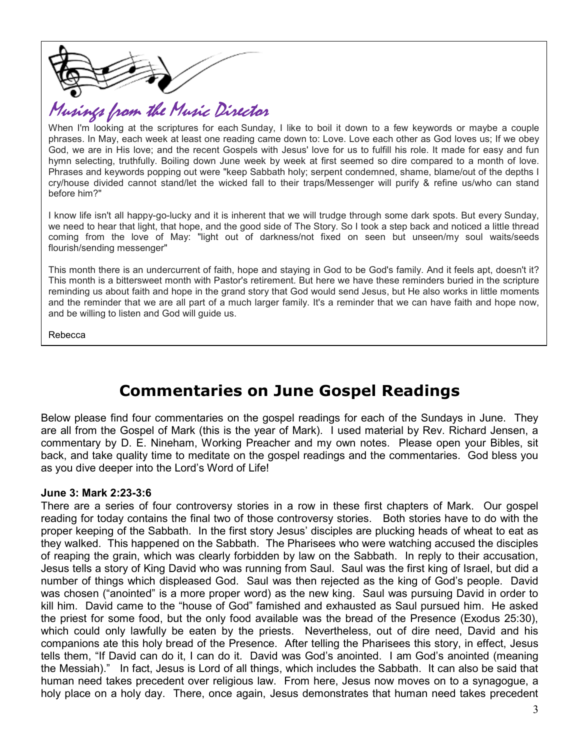## *Musings from the Music Director*

When I'm looking at the scriptures for each Sunday, I like to boil it down to a few keywords or maybe a couple phrases. In May, each week at least one reading came down to: Love. Love each other as God loves us; If we obey God, we are in His love; and the recent Gospels with Jesus' love for us to fulfill his role. It made for easy and fun hymn selecting, truthfully. Boiling down June week by week at first seemed so dire compared to a month of love. Phrases and keywords popping out were "keep Sabbath holy; serpent condemned, shame, blame/out of the depths I cry/house divided cannot stand/let the wicked fall to their traps/Messenger will purify & refine us/who can stand before him?"

I know life isn't all happy-go-lucky and it is inherent that we will trudge through some dark spots. But every Sunday, we need to hear that light, that hope, and the good side of The Story. So I took a step back and noticed a little thread coming from the love of May: "light out of darkness/not fixed on seen but unseen/my soul waits/seeds flourish/sending messenger"

This month there is an undercurrent of faith, hope and staying in God to be God's family. And it feels apt, doesn't it? This month is a bittersweet month with Pastor's retirement. But here we have these reminders buried in the scripture reminding us about faith and hope in the grand story that God would send Jesus, but He also works in little moments and the reminder that we are all part of a much larger family. It's a reminder that we can have faith and hope now, and be willing to listen and God will guide us.

Rebecca

# Commentaries on June Gospel Readings

Below please find four commentaries on the gospel readings for each of the Sundays in June. They are all from the Gospel of Mark (this is the year of Mark). I used material by Rev. Richard Jensen, a commentary by D. E. Nineham, Working Preacher and my own notes. Please open your Bibles, sit back, and take quality time to meditate on the gospel readings and the commentaries. God bless you as you dive deeper into the Lord's Word of Life!

**June 3: Mark 2:23-3:6**

There are a series of four controversy stories in a row in these first chapters of Mark. Our gospel reading for today contains the final two of those controversy stories. Both stories have to do with the proper keeping of the Sabbath. In the first story Jesus' disciples are plucking heads of wheat to eat as they walked. This happened on the Sabbath. The Pharisees who were watching accused the disciples of reaping the grain, which was clearly forbidden by law on the Sabbath. In reply to their accusation, Jesus tells a story of King David who was running from Saul. Saul was the first king of Israel, but did a number of things which displeased God. Saul was then rejected as the king of God's people. David was chosen ("anointed" is a more proper word) as the new king. Saul was pursuing David in order to kill him. David came to the "house of God" famished and exhausted as Saul pursued him. He asked the priest for some food, but the only food available was the bread of the Presence (Exodus 25:30), which could only lawfully be eaten by the priests. Nevertheless, out of dire need, David and his companions ate this holy bread of the Presence. After telling the Pharisees this story, in effect, Jesus tells them, "If David can do it, I can do it. David was God's anointed. I am God's anointed (meaning the Messiah)." In fact, Jesus is Lord of all things, which includes the Sabbath. It can also be said that human need takes precedent over religious law. From here, Jesus now moves on to a synagogue, a holy place on a holy day. There, once again, Jesus demonstrates that human need takes precedent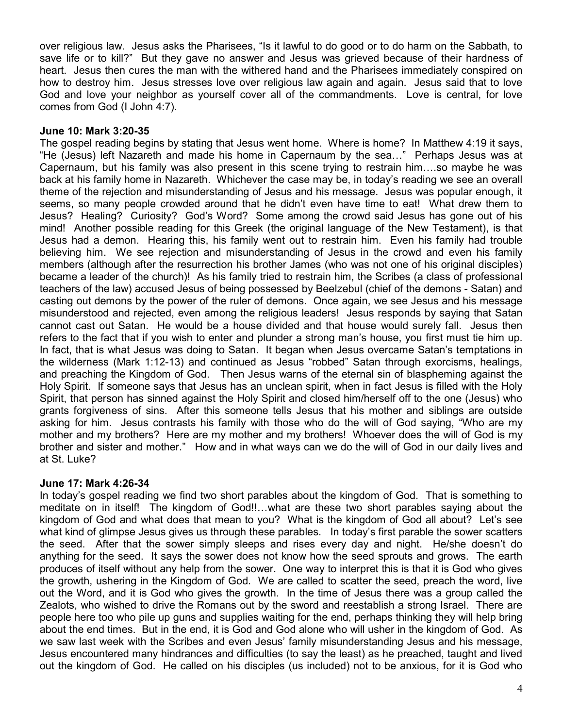over religious law. Jesus asks the Pharisees, "Is it lawful to do good or to do harm on the Sabbath, to save life or to kill?" But they gave no answer and Jesus was grieved because of their hardness of heart. Jesus then cures the man with the withered hand and the Pharisees immediately conspired on how to destroy him. Jesus stresses love over religious law again and again. Jesus said that to love God and love your neighbor as yourself cover all of the commandments. Love is central, for love comes from God (I John 4:7).

**June 10: Mark 3:20-35**

The gospel reading begins by stating that Jesus went home. Where is home? In Matthew 4:19 it says, "He (Jesus) left Nazareth and made his home in Capernaum by the sea…" Perhaps Jesus was at Capernaum, but his family was also present in this scene trying to restrain him….so maybe he was back at his family home in Nazareth. Whichever the case may be, in today's reading we see an overall theme of the rejection and misunderstanding of Jesus and his message. Jesus was popular enough, it seems, so many people crowded around that he didn't even have time to eat! What drew them to Jesus? Healing? Curiosity? God's Word? Some among the crowd said Jesus has gone out of his mind! Another possible reading for this Greek (the original language of the New Testament), is that Jesus had a demon. Hearing this, his family went out to restrain him. Even his family had trouble believing him. We see rejection and misunderstanding of Jesus in the crowd and even his family members (although after the resurrection his brother James (who was not one of his original disciples) became a leader of the church)! As his family tried to restrain him, the Scribes (a class of professional teachers of the law) accused Jesus of being possessed by Beelzebul (chief of the demons - Satan) and casting out demons by the power of the ruler of demons. Once again, we see Jesus and his message misunderstood and rejected, even among the religious leaders! Jesus responds by saying that Satan cannot cast out Satan. He would be a house divided and that house would surely fall. Jesus then refers to the fact that if you wish to enter and plunder a strong man's house, you first must tie him up. In fact, that is what Jesus was doing to Satan. It began when Jesus overcame Satan's temptations in the wilderness (Mark 1:12-13) and continued as Jesus "robbed" Satan through exorcisms, healings, and preaching the Kingdom of God. Then Jesus warns of the eternal sin of blaspheming against the Holy Spirit. If someone says that Jesus has an unclean spirit, when in fact Jesus is filled with the Holy Spirit, that person has sinned against the Holy Spirit and closed him/herself off to the one (Jesus) who grants forgiveness of sins. After this someone tells Jesus that his mother and siblings are outside asking for him. Jesus contrasts his family with those who do the will of God saying, "Who are my mother and my brothers? Here are my mother and my brothers! Whoever does the will of God is my brother and sister and mother." How and in what ways can we do the will of God in our daily lives and at St. Luke?

**June 17: Mark 4:26-34**

In today's gospel reading we find two short parables about the kingdom of God. That is something to meditate on in itself! The kingdom of God!!…what are these two short parables saying about the kingdom of God and what does that mean to you? What is the kingdom of God all about? Let's see what kind of glimpse Jesus gives us through these parables. In today's first parable the sower scatters the seed. After that the sower simply sleeps and rises every day and night. He/she doesn't do anything for the seed. It says the sower does not know how the seed sprouts and grows. The earth produces of itself without any help from the sower. One way to interpret this is that it is God who gives the growth, ushering in the Kingdom of God. We are called to scatter the seed, preach the word, live out the Word, and it is God who gives the growth. In the time of Jesus there was a group called the Zealots, who wished to drive the Romans out by the sword and reestablish a strong Israel. There are people here too who pile up guns and supplies waiting for the end, perhaps thinking they will help bring about the end times. But in the end, it is God and God alone who will usher in the kingdom of God. As we saw last week with the Scribes and even Jesus' family misunderstanding Jesus and his message, Jesus encountered many hindrances and difficulties (to say the least) as he preached, taught and lived out the kingdom of God. He called on his disciples (us included) not to be anxious, for it is God who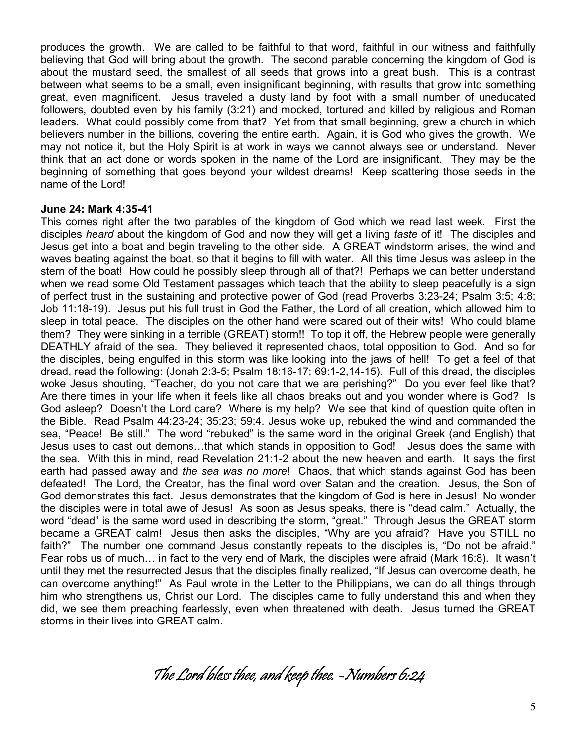produces the growth. We are called to be faithful to that word, faithful in our witness and faithfully believing that God will bring about the growth. The second parable concerning the kingdom of God is about the mustard seed, the smallest of all seeds that grows into a great bush. This is a contrast between what seems to be a small, even insignificant beginning, with results that grow into something great, even magnificent. Jesus traveled a dusty land by foot with a small number of uneducated followers, doubted even by his family (3:21) and mocked, tortured and killed by religious and Roman leaders. What could possibly come from that? Yet from that small beginning, grew a church in which believers number in the billions, covering the entire earth. Again, it is God who gives the growth. We may not notice it, but the Holy Spirit is at work in ways we cannot always see or understand. Never think that an act done or words spoken in the name of the Lord are insignificant. They may be the beginning of something that goes beyond your wildest dreams! Keep scattering those seeds in the name of the Lord!

**June 24: Mark 4:35-41**

This comes right after the two parables of the kingdom of God which we read last week. First the disciples *heard* about the kingdom of God and now they will get a living *taste* of it! The disciples and Jesus get into a boat and begin traveling to the other side. A GREAT windstorm arises, the wind and waves beating against the boat, so that it begins to fill with water. All this time Jesus was asleep in the stern of the boat! How could he possibly sleep through all of that?! Perhaps we can better understand when we read some Old Testament passages which teach that the ability to sleep peacefully is a sign of perfect trust in the sustaining and protective power of God (read Proverbs 3:23-24; Psalm 3:5; 4:8; Job 11:18-19). Jesus put his full trust in God the Father, the Lord of all creation, which allowed him to sleep in total peace. The disciples on the other hand were scared out of their wits! Who could blame them? They were sinking in a terrible (GREAT) storm!! To top it off, the Hebrew people were generally DEATHLY afraid of the sea. They believed it represented chaos, total opposition to God. And so for the disciples, being engulfed in this storm was like looking into the jaws of hell! To get a feel of that dread, read the following: (Jonah 2:3-5; Psalm 18:16-17; 69:1-2,14-15). Full of this dread, the disciples woke Jesus shouting, "Teacher, do you not care that we are perishing?" Do you ever feel like that? Are there times in your life when it feels like all chaos breaks out and you wonder where is God? Is God asleep? Doesn't the Lord care? Where is my help? We see that kind of question quite often in the Bible. Read Psalm 44:23-24; 35:23; 59:4. Jesus woke up, rebuked the wind and commanded the sea, "Peace! Be still." The word "rebuked" is the same word in the original Greek (and English) that Jesus uses to cast out demons…that which stands in opposition to God! Jesus does the same with the sea. With this in mind, read Revelation 21:1-2 about the new heaven and earth. It says the first earth had passed away and *the sea was no more*! Chaos, that which stands against God has been defeated! The Lord, the Creator, has the final word over Satan and the creation. Jesus, the Son of God demonstrates this fact. Jesus demonstrates that the kingdom of God is here in Jesus! No wonder the disciples were in total awe of Jesus! As soon as Jesus speaks, there is "dead calm." Actually, the word "dead" is the same word used in describing the storm, "great." Through Jesus the GREAT storm became a GREAT calm! Jesus then asks the disciples, "Why are you afraid? Have you STILL no faith?" The number one command Jesus constantly repeats to the disciples is, "Do not be afraid." Fear robs us of much… in fact to the very end of Mark, the disciples were afraid (Mark 16:8). It wasn't until they met the resurrected Jesus that the disciples finally realized, "If Jesus can overcome death, he can overcome anything!" As Paul wrote in the Letter to the Philippians, we can do all things through him who strengthens us, Christ our Lord. The disciples came to fully understand this and when they did, we see them preaching fearlessly, even when threatened with death. Jesus turned the GREAT storms in their lives into GREAT calm.

*The Lord bless thee, and keep thee. ~Numbers 6:24*